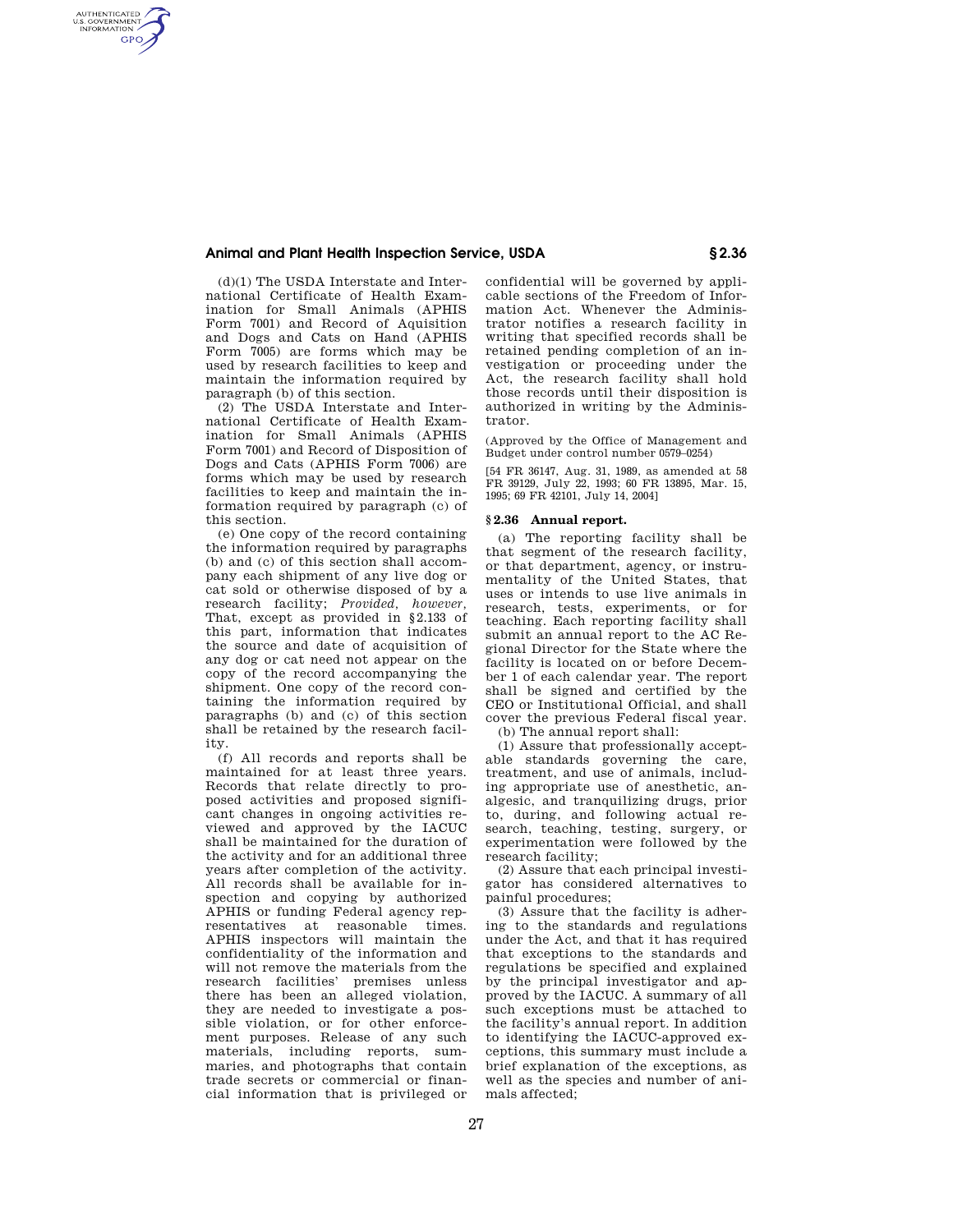(d)(1) The USDA Interstate and International Certificate of Health Examination for Small Animals (APHIS Form 7001) and Record of Aquisition and Dogs and Cats on Hand (APHIS Form 7005) are forms which may be used by research facilities to keep and maintain the information required by paragraph (b) of this section.

(2) The USDA Interstate and International Certificate of Health Examination for Small Animals (APHIS Form 7001) and Record of Disposition of Dogs and Cats (APHIS Form 7006) are forms which may be used by research facilities to keep and maintain the information required by paragraph (c) of this section.

(e) One copy of the record containing the information required by paragraphs (b) and (c) of this section shall accompany each shipment of any live dog or cat sold or otherwise disposed of by a research facility; *Provided, however,* That, except as provided in §2.133 of this part, information that indicates the source and date of acquisition of any dog or cat need not appear on the copy of the record accompanying the shipment. One copy of the record containing the information required by paragraphs (b) and (c) of this section shall be retained by the research facility.

(f) All records and reports shall be maintained for at least three years. Records that relate directly to proposed activities and proposed significant changes in ongoing activities reviewed and approved by the IACUC shall be maintained for the duration of the activity and for an additional three years after completion of the activity. All records shall be available for inspection and copying by authorized APHIS or funding Federal agency representatives at reasonable times. APHIS inspectors will maintain the confidentiality of the information and will not remove the materials from the research facilities' premises unless there has been an alleged violation, they are needed to investigate a possible violation, or for other enforcement purposes. Release of any such materials, including reports, summaries, and photographs that contain trade secrets or commercial or financial information that is privileged or confidential will be governed by applicable sections of the Freedom of Information Act. Whenever the Administrator notifies a research facility in writing that specified records shall be retained pending completion of an investigation or proceeding under the Act, the research facility shall hold those records until their disposition is authorized in writing by the Administrator.

(Approved by the Office of Management and Budget under control number 0579–0254)

[54 FR 36147, Aug. 31, 1989, as amended at 58 FR 39129, July 22, 1993; 60 FR 13895, Mar. 15, 1995; 69 FR 42101, July 14, 2004]

## §2.36 Annual report.

(a) The reporting facility shall be that segment of the research facility, or that department, agency, or instrumentality of the United States, that uses or intends to use live animals in research, tests, experiments, or for teaching. Each reporting facility shall submit an annual report to the AC Regional Director for the State where the facility is located on or before December 1 of each calendar year. The report shall be signed and certified by the CEO or Institutional Official, and shall cover the previous Federal fiscal year.

(b) The annual report shall:

(1) Assure that professionally acceptable standards governing the care, treatment, and use of animals, including appropriate use of anesthetic, analgesic, and tranquilizing drugs, prior to, during, and following actual research, teaching, testing, surgery, or experimentation were followed by the research facility;

(2) Assure that each principal investigator has considered alternatives to painful procedures;

(3) Assure that the facility is adhering to the standards and regulations under the Act, and that it has required that exceptions to the standards and regulations be specified and explained by the principal investigator and approved by the IACUC. A summary of all such exceptions must be attached to the facility's annual report. In addition to identifying the IACUC-approved exceptions, this summary must include a brief explanation of the exceptions, as well as the species and number of animals affected;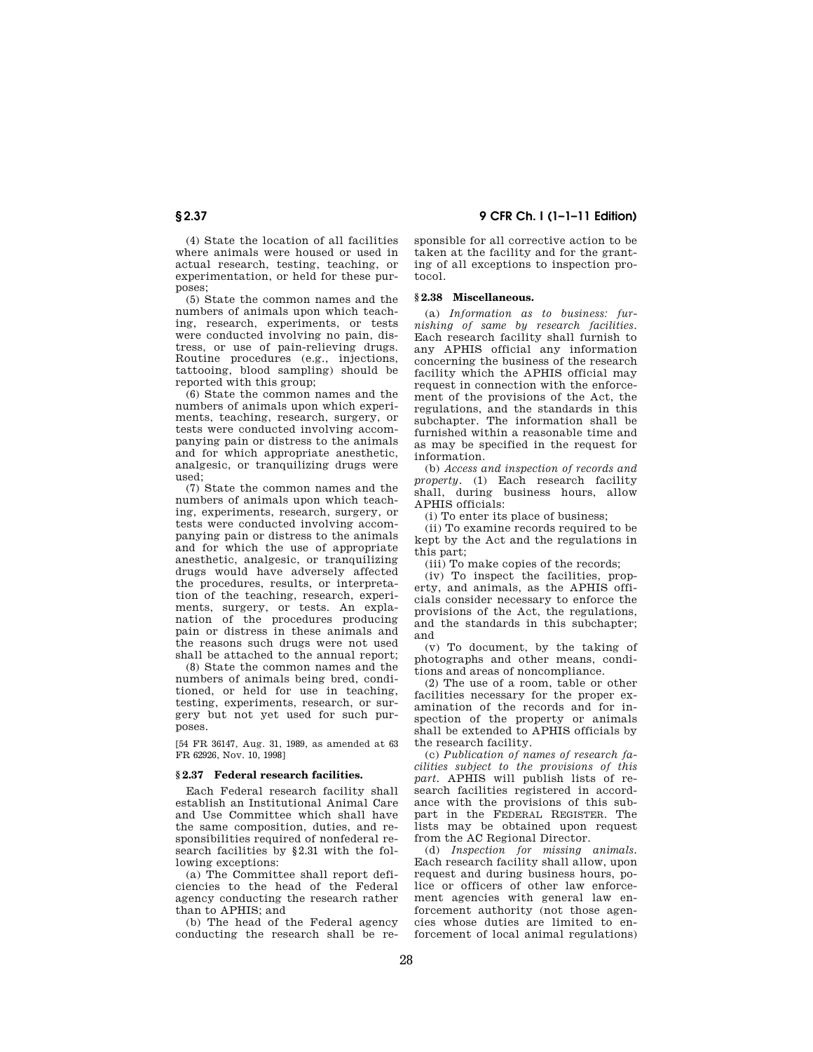(4) State the location of all facilities where animals were housed or used in actual research, testing, teaching, or experimentation, or held for these purposes;

(5) State the common names and the numbers of animals upon which teaching, research, experiments, or tests were conducted involving no pain, distress, or use of pain-relieving drugs. Routine procedures (e.g., injections, tattooing, blood sampling) should be reported with this group;

(6) State the common names and the numbers of animals upon which experiments, teaching, research, surgery, or tests were conducted involving accompanying pain or distress to the animals and for which appropriate anesthetic, analgesic, or tranquilizing drugs were used;

(7) State the common names and the numbers of animals upon which teaching, experiments, research, surgery, or tests were conducted involving accompanying pain or distress to the animals and for which the use of appropriate anesthetic, analgesic, or tranquilizing drugs would have adversely affected the procedures, results, or interpretation of the teaching, research, experiments, surgery, or tests. An explanation of the procedures producing pain or distress in these animals and the reasons such drugs were not used shall be attached to the annual report;

(8) State the common names and the numbers of animals being bred, conditioned, or held for use in teaching, testing, experiments, research, or surgery but not yet used for such purposes.

[54 FR 36147, Aug. 31, 1989, as amended at 63 FR 62926, Nov. 10, 1998]

## § 2.37 Federal research facilities.

Each Federal research facility shall establish an Institutional Animal Care and Use Committee which shall have the same composition, duties, and responsibilities required of nonfederal research facilities by §2.31 with the following exceptions:

(a) The Committee shall report deficiencies to the head of the Federal agency conducting the research rather than to APHIS; and

(b) The head of the Federal agency conducting the research shall be responsible for all corrective action to be taken at the facility and for the granting of all exceptions to inspection protocol.

## § 2.38 Miscellaneous.

(a) *Information as to business: furnishing of same by research facilities.* Each research facility shall furnish to any APHIS official any information concerning the business of the research facility which the APHIS official may request in connection with the enforcement of the provisions of the Act, the regulations, and the standards in this subchapter. The information shall be furnished within a reasonable time and as may be specified in the request for information.

(b) *Access and inspection of records and property.* (1) Each research facility shall, during business hours, allow APHIS officials:

(i) To enter its place of business;

(ii) To examine records required to be kept by the Act and the regulations in this part;

(iii) To make copies of the records;

(iv) To inspect the facilities, property, and animals, as the APHIS officials consider necessary to enforce the provisions of the Act, the regulations, and the standards in this subchapter; and

(v) To document, by the taking of photographs and other means, conditions and areas of noncompliance.

(2) The use of a room, table or other facilities necessary for the proper examination of the records and for inspection of the property or animals shall be extended to APHIS officials by the research facility.

(c) *Publication of names of research facilities subject to the provisions of this part.* APHIS will publish lists of research facilities registered in accordance with the provisions of this subpart in the FEDERAL REGISTER. The lists may be obtained upon request from the AC Regional Director.

(d) *Inspection for missing animals.* Each research facility shall allow, upon request and during business hours, police or officers of other law enforcement agencies with general law enforcement authority (not those agencies whose duties are limited to enforcement of local animal regulations)